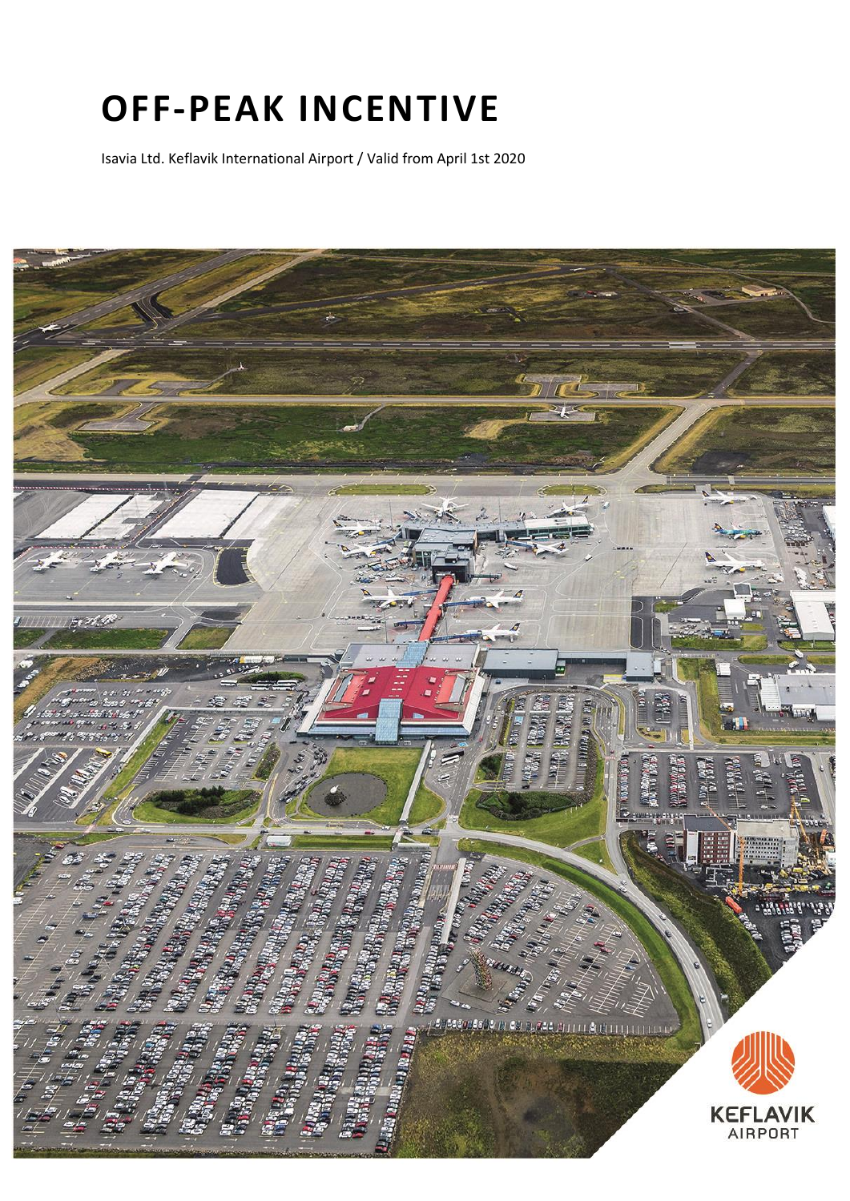# OFF-PEAK INCENTIVE

Isavia Ltd. Keflavik International Airport / Valid from April 1st 2020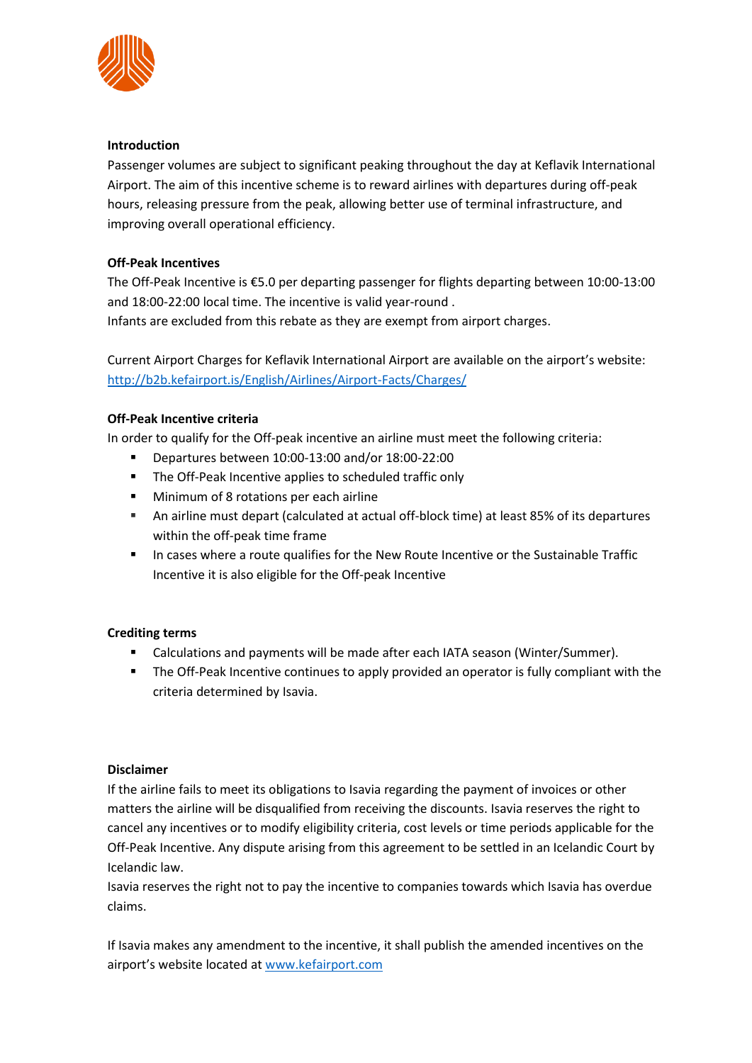**Introduction**

Passenger volumes are subject to significant peaking throughout the day at Keflavik International Airport. The aim of this incentive scheme is to reward airlines with departures during off-peak hours, releasing pressure from the peak, allowing better use of terminal infrastructure, and improving overall operational efficiency.

**Off-Peak Incentives**

The Off-Peak Incentive is €5.0 per departing passenger for flights departing between 10:00-13:00 and 18:00-22:00 local time. The incentive is valid year-round .
Infants are excluded from this rebate as they are exempt from airport charges.

Current Airport Charges for Keflavik International Airport are available on the airport's website: [http://b2b.kefairport.is/English/Airlines/Airport-Facts/Charges/](http://b2b.kefairport.is/English/Airlines/Airport-Facts/Charges/)

**Off-Peak Incentive criteria**

In order to qualify for the Off-peak incentive an airline must meet the following criteria:

- Departures between 10:00-13:00 and/or 18:00-22:00
- The Off-Peak Incentive applies to scheduled traffic only
- Minimum of 8 rotations per each airline
- An airline must depart (calculated at actual off-block time) at least 85% of its departures within the off-peak time frame
- In cases where a route qualifies for the New Route Incentive or the Sustainable Traffic Incentive it is also eligible for the Off-peak Incentive

**Crediting terms**

- Calculations and payments will be made after each IATA season (Winter/Summer).
- The Off-Peak Incentive continues to apply provided an operator is fully compliant with the criteria determined by Isavia.

**Disclaimer**

If the airline fails to meet its obligations to Isavia regarding the payment of invoices or other matters the airline will be disqualified from receiving the discounts. Isavia reserves the right to cancel any incentives or to modify eligibility criteria, cost levels or time periods applicable for the Off-Peak Incentive. Any dispute arising from this agreement to be settled in an Icelandic Court by Icelandic law.
Isavia reserves the right not to pay the incentive to companies towards which Isavia has overdue claims.

If Isavia makes any amendment to the incentive, it shall publish the amended incentives on the airport's website located at [www.kefairport.com](http://www.kefairport.com)